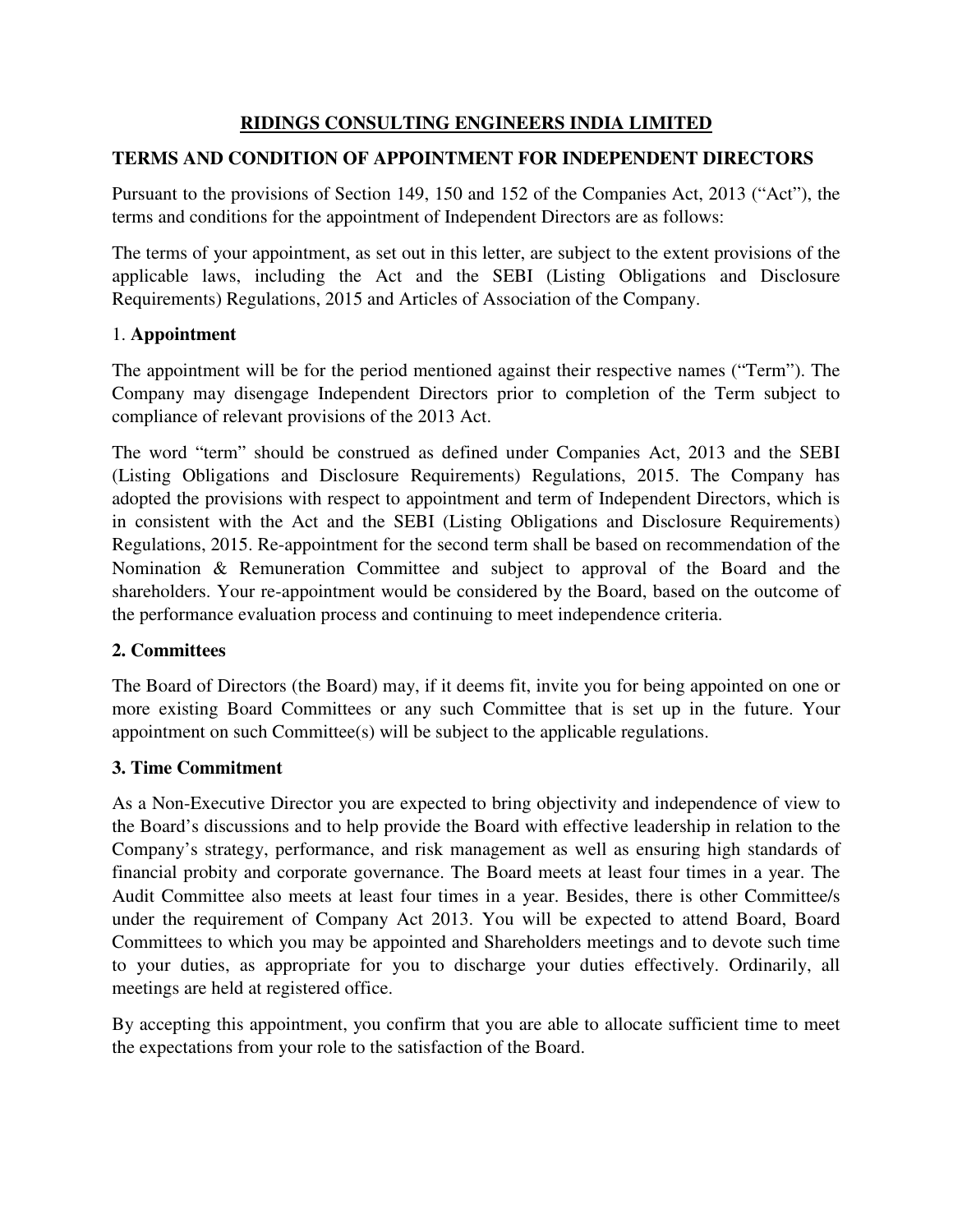# RIDINGS CONSULTING ENGINEERS INDIA LIMITED

## TERMS AND CONDITION OF APPOINTMENT FOR INDEPENDENT DIRECTORS

Pursuant to the provisions of Section 149, 150 and 152 of the Companies Act, 2013 ("Act"), the terms and conditions for the appointment of Independent Directors are as follows:

The terms of your appointment, as set out in this letter, are subject to the extent provisions of the applicable laws, including the Act and the SEBI (Listing Obligations and Disclosure Requirements) Regulations, 2015 and Articles of Association of the Company.

### 1. Appointment

The appointment will be for the period mentioned against their respective names ("Term"). The Company may disengage Independent Directors prior to completion of the Term subject to compliance of relevant provisions of the 2013 Act.

The word "term" should be construed as defined under Companies Act, 2013 and the SEBI (Listing Obligations and Disclosure Requirements) Regulations, 2015. The Company has adopted the provisions with respect to appointment and term of Independent Directors, which is in consistent with the Act and the SEBI (Listing Obligations and Disclosure Requirements) Regulations, 2015. Re-appointment for the second term shall be based on recommendation of the Nomination & Remuneration Committee and subject to approval of the Board and the shareholders. Your re-appointment would be considered by the Board, based on the outcome of the performance evaluation process and continuing to meet independence criteria.

### 2. Committees

The Board of Directors (the Board) may, if it deems fit, invite you for being appointed on one or more existing Board Committees or any such Committee that is set up in the future. Your appointment on such Committee(s) will be subject to the applicable regulations.

### 3. Time Commitment

As a Non-Executive Director you are expected to bring objectivity and independence of view to the Board's discussions and to help provide the Board with effective leadership in relation to the Company's strategy, performance, and risk management as well as ensuring high standards of financial probity and corporate governance. The Board meets at least four times in a year. The Audit Committee also meets at least four times in a year. Besides, there is other Committee/s under the requirement of Company Act 2013. You will be expected to attend Board, Board Committees to which you may be appointed and Shareholders meetings and to devote such time to your duties, as appropriate for you to discharge your duties effectively. Ordinarily, all meetings are held at registered office.

By accepting this appointment, you confirm that you are able to allocate sufficient time to meet the expectations from your role to the satisfaction of the Board.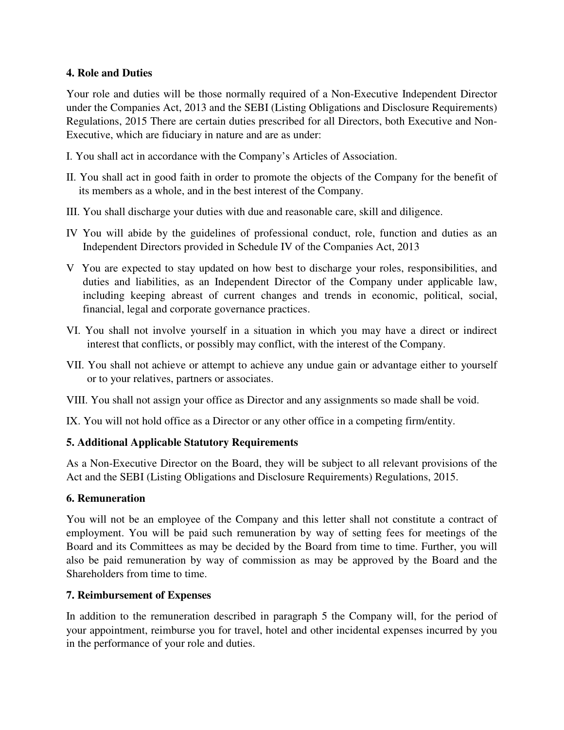**4. Role and Duties**

Your role and duties will be those normally required of a Non-Executive Independent Director under the Companies Act, 2013 and the SEBI (Listing Obligations and Disclosure Requirements) Regulations, 2015 There are certain duties prescribed for all Directors, both Executive and Non-Executive, which are fiduciary in nature and are as under:

I. You shall act in accordance with the Company's Articles of Association.

II. You shall act in good faith in order to promote the objects of the Company for the benefit of its members as a whole, and in the best interest of the Company.

III. You shall discharge your duties with due and reasonable care, skill and diligence.

IV You will abide by the guidelines of professional conduct, role, function and duties as an Independent Directors provided in Schedule IV of the Companies Act, 2013

V You are expected to stay updated on how best to discharge your roles, responsibilities, and duties and liabilities, as an Independent Director of the Company under applicable law, including keeping abreast of current changes and trends in economic, political, social, financial, legal and corporate governance practices.

VI. You shall not involve yourself in a situation in which you may have a direct or indirect interest that conflicts, or possibly may conflict, with the interest of the Company.

VII. You shall not achieve or attempt to achieve any undue gain or advantage either to yourself or to your relatives, partners or associates.

VIII. You shall not assign your office as Director and any assignments so made shall be void.

IX. You will not hold office as a Director or any other office in a competing firm/entity.

**5. Additional Applicable Statutory Requirements**

As a Non-Executive Director on the Board, they will be subject to all relevant provisions of the Act and the SEBI (Listing Obligations and Disclosure Requirements) Regulations, 2015.

**6. Remuneration**

You will not be an employee of the Company and this letter shall not constitute a contract of employment. You will be paid such remuneration by way of setting fees for meetings of the Board and its Committees as may be decided by the Board from time to time. Further, you will also be paid remuneration by way of commission as may be approved by the Board and the Shareholders from time to time.

**7. Reimbursement of Expenses**

In addition to the remuneration described in paragraph 5 the Company will, for the period of your appointment, reimburse you for travel, hotel and other incidental expenses incurred by you in the performance of your role and duties.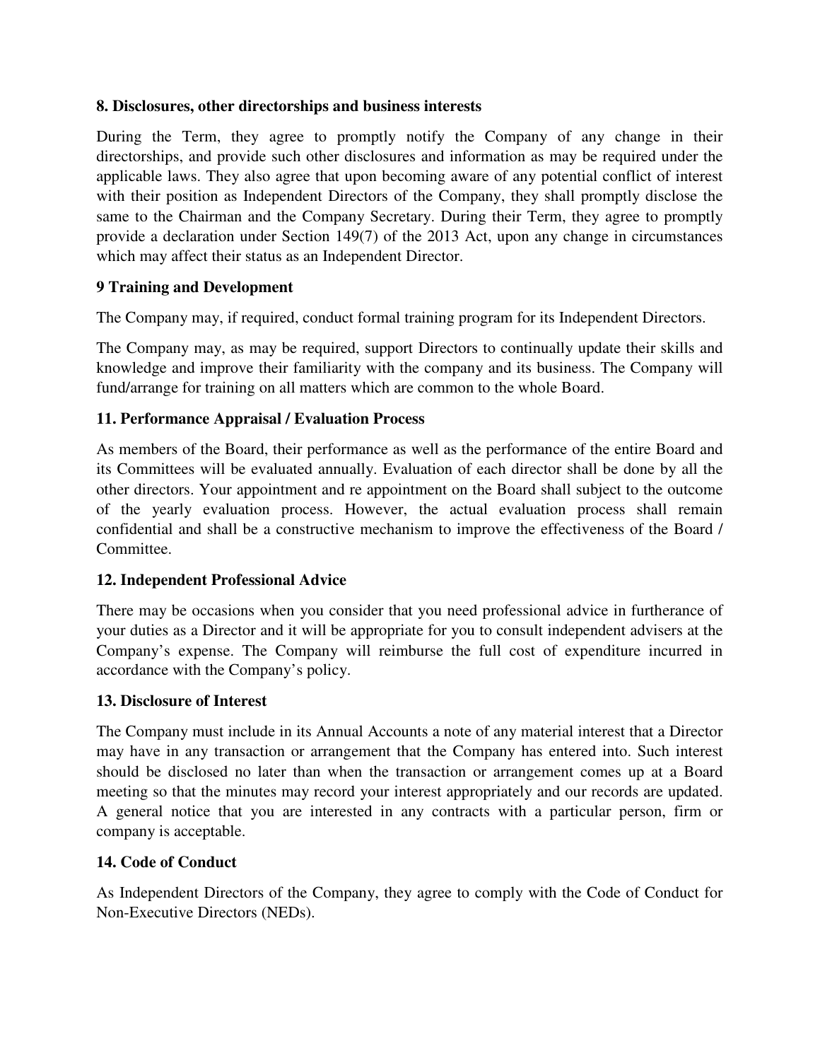### 8. Disclosures, other directorships and business interests

During the Term, they agree to promptly notify the Company of any change in their directorships, and provide such other disclosures and information as may be required under the applicable laws. They also agree that upon becoming aware of any potential conflict of interest with their position as Independent Directors of the Company, they shall promptly disclose the same to the Chairman and the Company Secretary. During their Term, they agree to promptly provide a declaration under Section 149(7) of the 2013 Act, upon any change in circumstances which may affect their status as an Independent Director.

### 9 Training and Development

The Company may, if required, conduct formal training program for its Independent Directors.

The Company may, as may be required, support Directors to continually update their skills and knowledge and improve their familiarity with the company and its business. The Company will fund/arrange for training on all matters which are common to the whole Board.

### 11. Performance Appraisal / Evaluation Process

As members of the Board, their performance as well as the performance of the entire Board and its Committees will be evaluated annually. Evaluation of each director shall be done by all the other directors. Your appointment and re appointment on the Board shall subject to the outcome of the yearly evaluation process. However, the actual evaluation process shall remain confidential and shall be a constructive mechanism to improve the effectiveness of the Board / Committee.

### 12. Independent Professional Advice

There may be occasions when you consider that you need professional advice in furtherance of your duties as a Director and it will be appropriate for you to consult independent advisers at the Company's expense. The Company will reimburse the full cost of expenditure incurred in accordance with the Company's policy.

### 13. Disclosure of Interest

The Company must include in its Annual Accounts a note of any material interest that a Director may have in any transaction or arrangement that the Company has entered into. Such interest should be disclosed no later than when the transaction or arrangement comes up at a Board meeting so that the minutes may record your interest appropriately and our records are updated. A general notice that you are interested in any contracts with a particular person, firm or company is acceptable.

### 14. Code of Conduct

As Independent Directors of the Company, they agree to comply with the Code of Conduct for Non-Executive Directors (NEDs).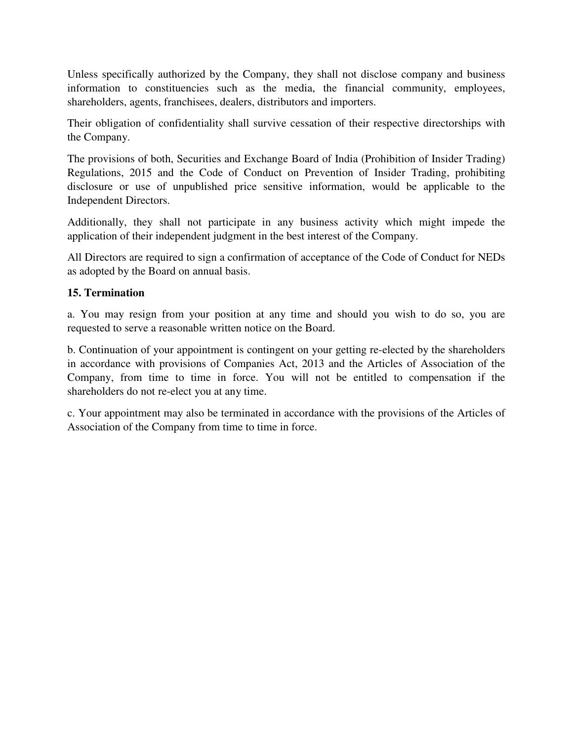Unless specifically authorized by the Company, they shall not disclose company and business information to constituencies such as the media, the financial community, employees, shareholders, agents, franchisees, dealers, distributors and importers.

Their obligation of confidentiality shall survive cessation of their respective directorships with the Company.

The provisions of both, Securities and Exchange Board of India (Prohibition of Insider Trading) Regulations, 2015 and the Code of Conduct on Prevention of Insider Trading, prohibiting disclosure or use of unpublished price sensitive information, would be applicable to the Independent Directors.

Additionally, they shall not participate in any business activity which might impede the application of their independent judgment in the best interest of the Company.

All Directors are required to sign a confirmation of acceptance of the Code of Conduct for NEDs as adopted by the Board on annual basis.

**15. Termination**

a. You may resign from your position at any time and should you wish to do so, you are requested to serve a reasonable written notice on the Board.

b. Continuation of your appointment is contingent on your getting re-elected by the shareholders in accordance with provisions of Companies Act, 2013 and the Articles of Association of the Company, from time to time in force. You will not be entitled to compensation if the shareholders do not re-elect you at any time.

c. Your appointment may also be terminated in accordance with the provisions of the Articles of Association of the Company from time to time in force.